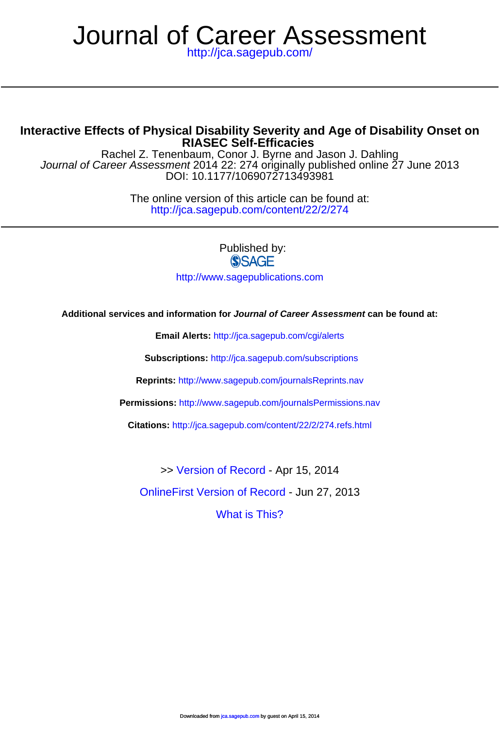# Journal of Career Assessment

http://jca.sagepub.com/

## Interactive Effects of Physical Disability Severity and Age of Disability Onset on RIASEC Self-Efficacies

Rachel Z. Tenenbaum, Conor J. Byrne and Jason J. Dahling

*Journal of Career Assessment* 2014 22: 274 originally published online 27 June 2013

DOI: 10.1177/1069072713493981

The online version of this article can be found at:

http://jca.sagepub.com/content/22/2/274

Published by:

SAGE

http://www.sagepublications.com

**Additional services and information for *Journal of Career Assessment* can be found at:**

**Email Alerts:** http://jca.sagepub.com/cgi/alerts

**Subscriptions:** http://jca.sagepub.com/subscriptions

**Reprints:** http://www.sagepub.com/journalsReprints.nav

**Permissions:** http://www.sagepub.com/journalsPermissions.nav

**Citations:** http://jca.sagepub.com/content/22/2/274.refs.html

>> Version of Record - Apr 15, 2014

OnlineFirst Version of Record - Jun 27, 2013

What is This?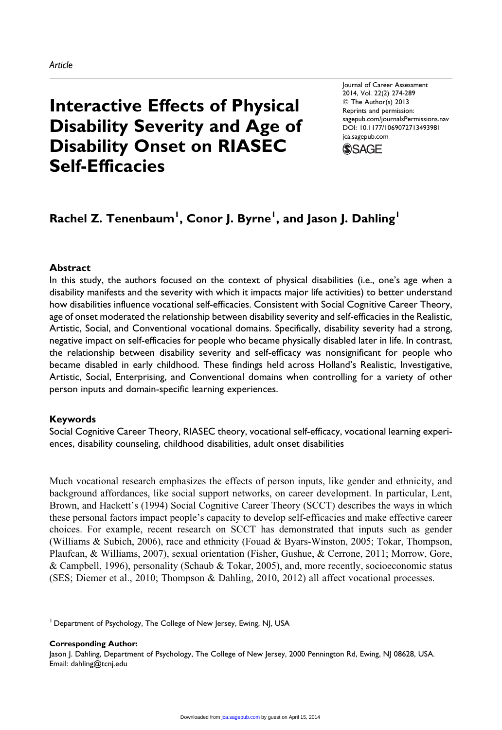*Article*

# Interactive Effects of Physical Disability Severity and Age of Disability Onset on RIASEC Self-Efficacies

## Rachel Z. Tenenbaum[1], Conor J. Byrne[1], and Jason J. Dahling[1]

### Abstract

In this study, the authors focused on the context of physical disabilities (i.e., one's age when a disability manifests and the severity with which it impacts major life activities) to better understand how disabilities influence vocational self-efficacies. Consistent with Social Cognitive Career Theory, age of onset moderated the relationship between disability severity and self-efficacies in the Realistic, Artistic, Social, and Conventional vocational domains. Specifically, disability severity had a strong, negative impact on self-efficacies for people who became physically disabled later in life. In contrast, the relationship between disability severity and self-efficacy was nonsignificant for people who became disabled in early childhood. These findings held across Holland's Realistic, Investigative, Artistic, Social, Enterprising, and Conventional domains when controlling for a variety of other person inputs and domain-specific learning experiences.

### Keywords

Social Cognitive Career Theory, RIASEC theory, vocational self-efficacy, vocational learning experiences, disability counseling, childhood disabilities, adult onset disabilities

Much vocational research emphasizes the effects of person inputs, like gender and ethnicity, and background affordances, like social support networks, on career development. In particular, Lent, Brown, and Hackett's (1994) Social Cognitive Career Theory (SCCT) describes the ways in which these personal factors impact people's capacity to develop self-efficacies and make effective career choices. For example, recent research on SCCT has demonstrated that inputs such as gender (Williams & Subich, 2006), race and ethnicity (Fouad & Byars-Winston, 2005; Tokar, Thompson, Plaufcan, & Williams, 2007), sexual orientation (Fisher, Gushue, & Cerrone, 2011; Morrow, Gore, & Campbell, 1996), personality (Schaub & Tokar, 2005), and, more recently, socioeconomic status (SES; Diemer et al., 2010; Thompson & Dahling, 2010, 2012) all affect vocational processes.

[1] Department of Psychology, The College of New Jersey, Ewing, NJ, USA

**Corresponding Author:**
Jason J. Dahling, Department of Psychology, The College of New Jersey, 2000 Pennington Rd, Ewing, NJ 08628, USA.
Email: dahling@tcnj.edu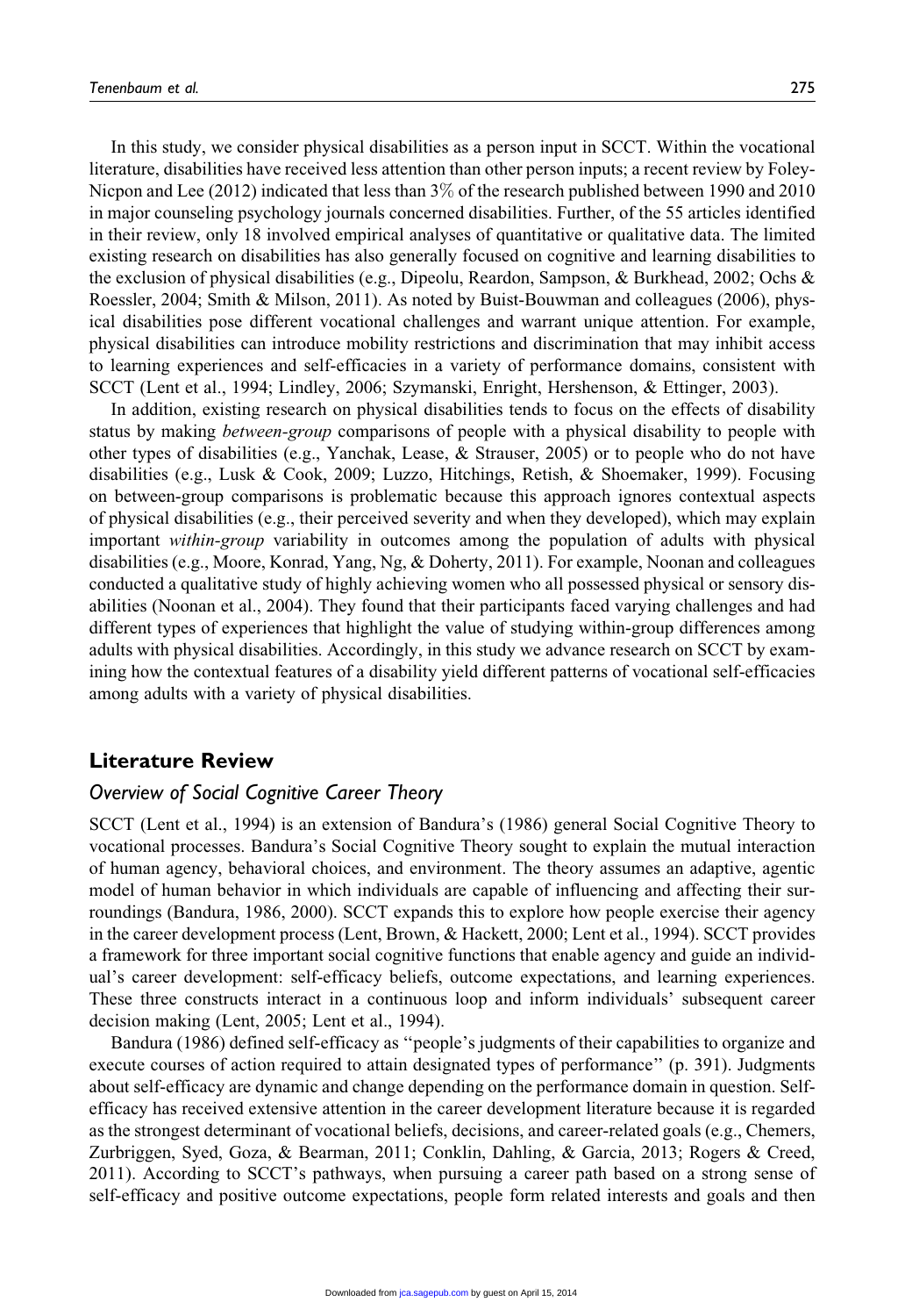In this study, we consider physical disabilities as a person input in SCCT. Within the vocational literature, disabilities have received less attention than other person inputs; a recent review by Foley-Nicpon and Lee (2012) indicated that less than 3% of the research published between 1990 and 2010 in major counseling psychology journals concerned disabilities. Further, of the 55 articles identified in their review, only 18 involved empirical analyses of quantitative or qualitative data. The limited existing research on disabilities has also generally focused on cognitive and learning disabilities to the exclusion of physical disabilities (e.g., Dipeolu, Reardon, Sampson, & Burkhead, 2002; Ochs & Roessler, 2004; Smith & Milson, 2011). As noted by Buist-Bouwman and colleagues (2006), physical disabilities pose different vocational challenges and warrant unique attention. For example, physical disabilities can introduce mobility restrictions and discrimination that may inhibit access to learning experiences and self-efficacies in a variety of performance domains, consistent with SCCT (Lent et al., 1994; Lindley, 2006; Szymanski, Enright, Hershenson, & Ettinger, 2003).

In addition, existing research on physical disabilities tends to focus on the effects of disability status by making *between-group* comparisons of people with a physical disability to people with other types of disabilities (e.g., Yanchak, Lease, & Strauser, 2005) or to people who do not have disabilities (e.g., Lusk & Cook, 2009; Luzzo, Hitchings, Retish, & Shoemaker, 1999). Focusing on between-group comparisons is problematic because this approach ignores contextual aspects of physical disabilities (e.g., their perceived severity and when they developed), which may explain important *within-group* variability in outcomes among the population of adults with physical disabilities (e.g., Moore, Konrad, Yang, Ng, & Doherty, 2011). For example, Noonan and colleagues conducted a qualitative study of highly achieving women who all possessed physical or sensory disabilities (Noonan et al., 2004). They found that their participants faced varying challenges and had different types of experiences that highlight the value of studying within-group differences among adults with physical disabilities. Accordingly, in this study we advance research on SCCT by examining how the contextual features of a disability yield different patterns of vocational self-efficacies among adults with a variety of physical disabilities.

## Literature Review

### Overview of Social Cognitive Career Theory

SCCT (Lent et al., 1994) is an extension of Bandura's (1986) general Social Cognitive Theory to vocational processes. Bandura's Social Cognitive Theory sought to explain the mutual interaction of human agency, behavioral choices, and environment. The theory assumes an adaptive, agentic model of human behavior in which individuals are capable of influencing and affecting their surroundings (Bandura, 1986, 2000). SCCT expands this to explore how people exercise their agency in the career development process (Lent, Brown, & Hackett, 2000; Lent et al., 1994). SCCT provides a framework for three important social cognitive functions that enable agency and guide an individual's career development: self-efficacy beliefs, outcome expectations, and learning experiences. These three constructs interact in a continuous loop and inform individuals' subsequent career decision making (Lent, 2005; Lent et al., 1994).

Bandura (1986) defined self-efficacy as "people's judgments of their capabilities to organize and execute courses of action required to attain designated types of performance" (p. 391). Judgments about self-efficacy are dynamic and change depending on the performance domain in question. Self-efficacy has received extensive attention in the career development literature because it is regarded as the strongest determinant of vocational beliefs, decisions, and career-related goals (e.g., Chemers, Zurbriggen, Syed, Goza, & Bearman, 2011; Conklin, Dahling, & Garcia, 2013; Rogers & Creed, 2011). According to SCCT's pathways, when pursuing a career path based on a strong sense of self-efficacy and positive outcome expectations, people form related interests and goals and then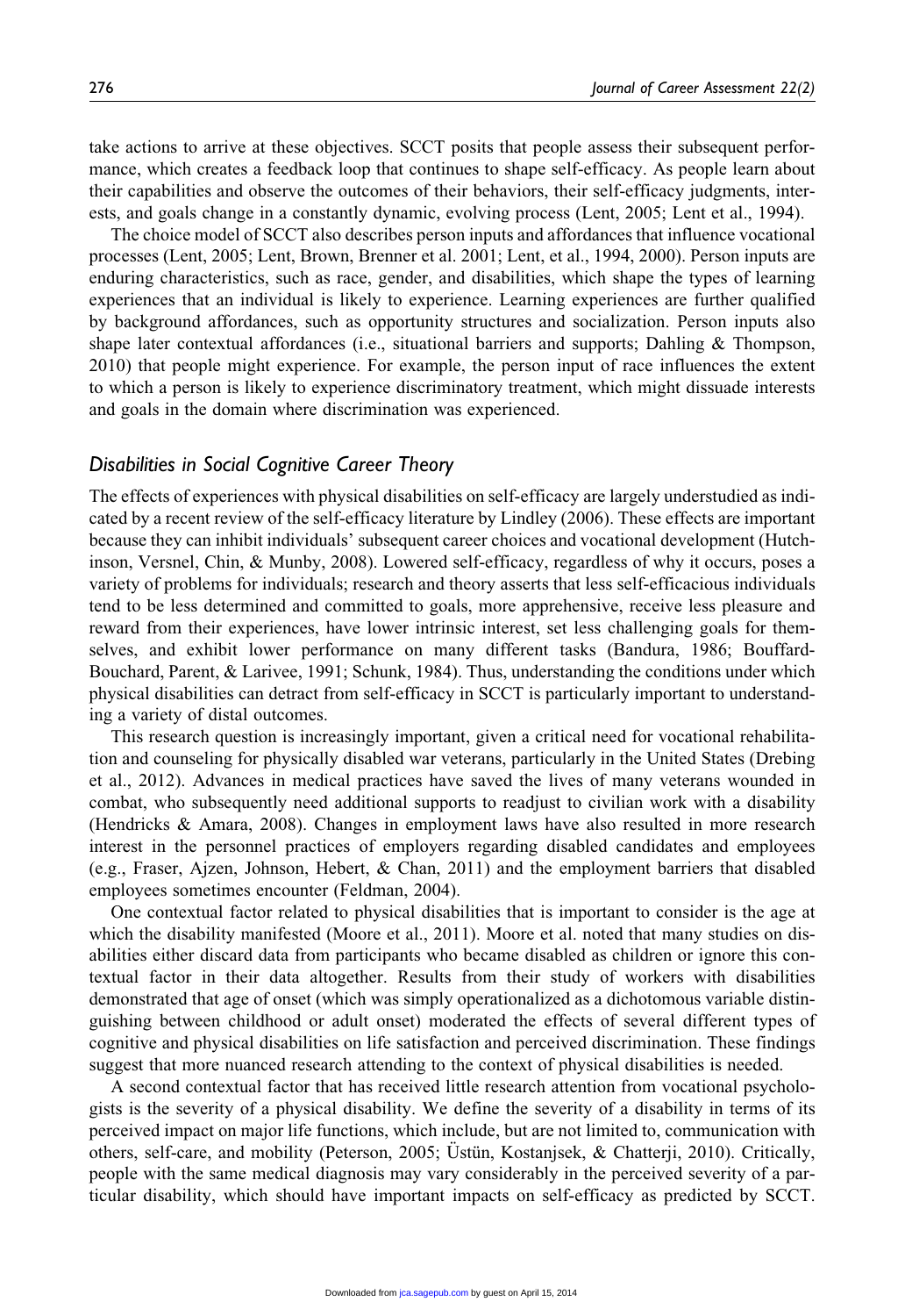take actions to arrive at these objectives. SCCT posits that people assess their subsequent performance, which creates a feedback loop that continues to shape self-efficacy. As people learn about their capabilities and observe the outcomes of their behaviors, their self-efficacy judgments, interests, and goals change in a constantly dynamic, evolving process (Lent, 2005; Lent et al., 1994).

The choice model of SCCT also describes person inputs and affordances that influence vocational processes (Lent, 2005; Lent, Brown, Brenner et al. 2001; Lent, et al., 1994, 2000). Person inputs are enduring characteristics, such as race, gender, and disabilities, which shape the types of learning experiences that an individual is likely to experience. Learning experiences are further qualified by background affordances, such as opportunity structures and socialization. Person inputs also shape later contextual affordances (i.e., situational barriers and supports; Dahling & Thompson, 2010) that people might experience. For example, the person input of race influences the extent to which a person is likely to experience discriminatory treatment, which might dissuade interests and goals in the domain where discrimination was experienced.

## *Disabilities in Social Cognitive Career Theory*

The effects of experiences with physical disabilities on self-efficacy are largely understudied as indicated by a recent review of the self-efficacy literature by Lindley (2006). These effects are important because they can inhibit individuals' subsequent career choices and vocational development (Hutchinson, Versnel, Chin, & Munby, 2008). Lowered self-efficacy, regardless of why it occurs, poses a variety of problems for individuals; research and theory asserts that less self-efficacious individuals tend to be less determined and committed to goals, more apprehensive, receive less pleasure and reward from their experiences, have lower intrinsic interest, set less challenging goals for themselves, and exhibit lower performance on many different tasks (Bandura, 1986; Bouffard-Bouchard, Parent, & Larivee, 1991; Schunk, 1984). Thus, understanding the conditions under which physical disabilities can detract from self-efficacy in SCCT is particularly important to understanding a variety of distal outcomes.

This research question is increasingly important, given a critical need for vocational rehabilitation and counseling for physically disabled war veterans, particularly in the United States (Drebing et al., 2012). Advances in medical practices have saved the lives of many veterans wounded in combat, who subsequently need additional supports to readjust to civilian work with a disability (Hendricks & Amara, 2008). Changes in employment laws have also resulted in more research interest in the personnel practices of employers regarding disabled candidates and employees (e.g., Fraser, Ajzen, Johnson, Hebert, & Chan, 2011) and the employment barriers that disabled employees sometimes encounter (Feldman, 2004).

One contextual factor related to physical disabilities that is important to consider is the age at which the disability manifested (Moore et al., 2011). Moore et al. noted that many studies on disabilities either discard data from participants who became disabled as children or ignore this contextual factor in their data altogether. Results from their study of workers with disabilities demonstrated that age of onset (which was simply operationalized as a dichotomous variable distinguishing between childhood or adult onset) moderated the effects of several different types of cognitive and physical disabilities on life satisfaction and perceived discrimination. These findings suggest that more nuanced research attending to the context of physical disabilities is needed.

A second contextual factor that has received little research attention from vocational psychologists is the severity of a physical disability. We define the severity of a disability in terms of its perceived impact on major life functions, which include, but are not limited to, communication with others, self-care, and mobility (Peterson, 2005; Üstün, Kostanjsek, & Chatterji, 2010). Critically, people with the same medical diagnosis may vary considerably in the perceived severity of a particular disability, which should have important impacts on self-efficacy as predicted by SCCT.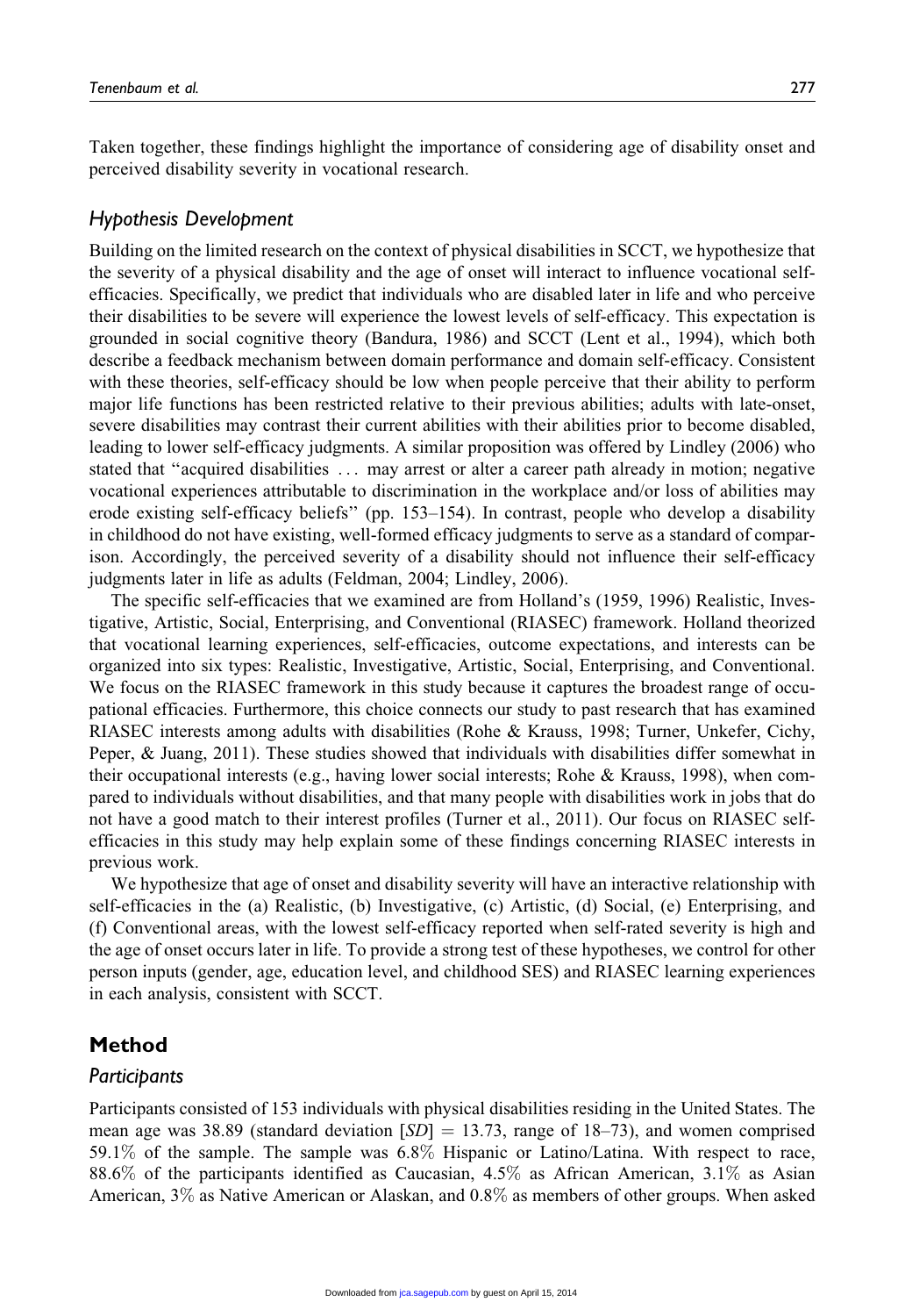Taken together, these findings highlight the importance of considering age of disability onset and perceived disability severity in vocational research.

### *Hypothesis Development*

Building on the limited research on the context of physical disabilities in SCCT, we hypothesize that the severity of a physical disability and the age of onset will interact to influence vocational self-efficacies. Specifically, we predict that individuals who are disabled later in life and who perceive their disabilities to be severe will experience the lowest levels of self-efficacy. This expectation is grounded in social cognitive theory (Bandura, 1986) and SCCT (Lent et al., 1994), which both describe a feedback mechanism between domain performance and domain self-efficacy. Consistent with these theories, self-efficacy should be low when people perceive that their ability to perform major life functions has been restricted relative to their previous abilities; adults with late-onset, severe disabilities may contrast their current abilities with their abilities prior to become disabled, leading to lower self-efficacy judgments. A similar proposition was offered by Lindley (2006) who stated that "acquired disabilities ... may arrest or alter a career path already in motion; negative vocational experiences attributable to discrimination in the workplace and/or loss of abilities may erode existing self-efficacy beliefs" (pp. 153–154). In contrast, people who develop a disability in childhood do not have existing, well-formed efficacy judgments to serve as a standard of comparison. Accordingly, the perceived severity of a disability should not influence their self-efficacy judgments later in life as adults (Feldman, 2004; Lindley, 2006).

The specific self-efficacies that we examined are from Holland's (1959, 1996) Realistic, Investigative, Artistic, Social, Enterprising, and Conventional (RIASEC) framework. Holland theorized that vocational learning experiences, self-efficacies, outcome expectations, and interests can be organized into six types: Realistic, Investigative, Artistic, Social, Enterprising, and Conventional. We focus on the RIASEC framework in this study because it captures the broadest range of occupational efficacies. Furthermore, this choice connects our study to past research that has examined RIASEC interests among adults with disabilities (Rohe & Krauss, 1998; Turner, Unkefer, Cichy, Peper, & Juang, 2011). These studies showed that individuals with disabilities differ somewhat in their occupational interests (e.g., having lower social interests; Rohe & Krauss, 1998), when compared to individuals without disabilities, and that many people with disabilities work in jobs that do not have a good match to their interest profiles (Turner et al., 2011). Our focus on RIASEC self-efficacies in this study may help explain some of these findings concerning RIASEC interests in previous work.

We hypothesize that age of onset and disability severity will have an interactive relationship with self-efficacies in the (a) Realistic, (b) Investigative, (c) Artistic, (d) Social, (e) Enterprising, and (f) Conventional areas, with the lowest self-efficacy reported when self-rated severity is high and the age of onset occurs later in life. To provide a strong test of these hypotheses, we control for other person inputs (gender, age, education level, and childhood SES) and RIASEC learning experiences in each analysis, consistent with SCCT.

## Method

### *Participants*

Participants consisted of 153 individuals with physical disabilities residing in the United States. The mean age was 38.89 (standard deviation [*SD*] = 13.73, range of 18–73), and women comprised 59.1% of the sample. The sample was 6.8% Hispanic or Latino/Latina. With respect to race, 88.6% of the participants identified as Caucasian, 4.5% as African American, 3.1% as Asian American, 3% as Native American or Alaskan, and 0.8% as members of other groups. When asked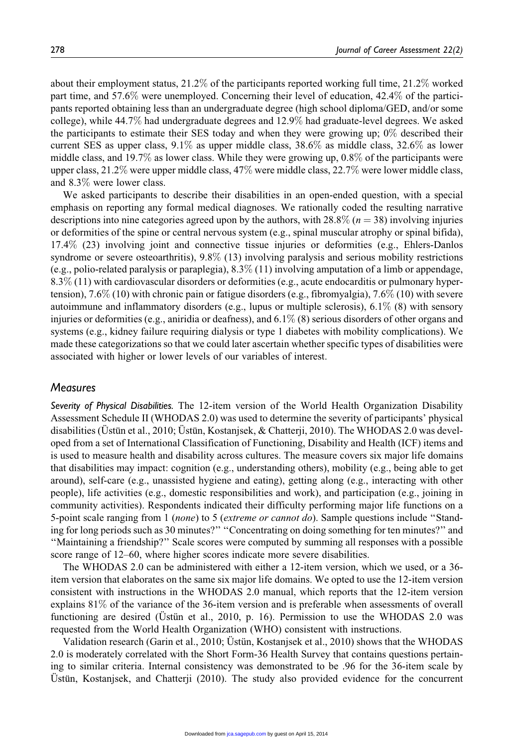about their employment status, 21.2% of the participants reported working full time, 21.2% worked part time, and 57.6% were unemployed. Concerning their level of education, 42.4% of the participants reported obtaining less than an undergraduate degree (high school diploma/GED, and/or some college), while 44.7% had undergraduate degrees and 12.9% had graduate-level degrees. We asked the participants to estimate their SES today and when they were growing up; 0% described their current SES as upper class, 9.1% as upper middle class, 38.6% as middle class, 32.6% as lower middle class, and 19.7% as lower class. While they were growing up, 0.8% of the participants were upper class, 21.2% were upper middle class, 47% were middle class, 22.7% were lower middle class, and 8.3% were lower class.

We asked participants to describe their disabilities in an open-ended question, with a special emphasis on reporting any formal medical diagnoses. We rationally coded the resulting narrative descriptions into nine categories agreed upon by the authors, with 28.8% ($n = 38$) involving injuries or deformities of the spine or central nervous system (e.g., spinal muscular atrophy or spinal bifida), 17.4% (23) involving joint and connective tissue injuries or deformities (e.g., Ehlers-Danlos syndrome or severe osteoarthritis), 9.8% (13) involving paralysis and serious mobility restrictions (e.g., polio-related paralysis or paraplegia), 8.3% (11) involving amputation of a limb or appendage, 8.3% (11) with cardiovascular disorders or deformities (e.g., acute endocarditis or pulmonary hypertension), 7.6% (10) with chronic pain or fatigue disorders (e.g., fibromyalgia), 7.6% (10) with severe autoimmune and inflammatory disorders (e.g., lupus or multiple sclerosis), 6.1% (8) with sensory injuries or deformities (e.g., aniridia or deafness), and 6.1% (8) serious disorders of other organs and systems (e.g., kidney failure requiring dialysis or type 1 diabetes with mobility complications). We made these categorizations so that we could later ascertain whether specific types of disabilities were associated with higher or lower levels of our variables of interest.

## Measures

***Severity of Physical Disabilities.*** The 12-item version of the World Health Organization Disability Assessment Schedule II (WHODAS 2.0) was used to determine the severity of participants' physical disabilities (Üstün et al., 2010; Üstün, Kostanjsek, & Chatterji, 2010). The WHODAS 2.0 was developed from a set of International Classification of Functioning, Disability and Health (ICF) items and is used to measure health and disability across cultures. The measure covers six major life domains that disabilities may impact: cognition (e.g., understanding others), mobility (e.g., being able to get around), self-care (e.g., unassisted hygiene and eating), getting along (e.g., interacting with other people), life activities (e.g., domestic responsibilities and work), and participation (e.g., joining in community activities). Respondents indicated their difficulty performing major life functions on a 5-point scale ranging from 1 (*none*) to 5 (*extreme or cannot do*). Sample questions include "Standing for long periods such as 30 minutes?" "Concentrating on doing something for ten minutes?" and "Maintaining a friendship?" Scale scores were computed by summing all responses with a possible score range of 12–60, where higher scores indicate more severe disabilities.

The WHODAS 2.0 can be administered with either a 12-item version, which we used, or a 36-item version that elaborates on the same six major life domains. We opted to use the 12-item version consistent with instructions in the WHODAS 2.0 manual, which reports that the 12-item version explains 81% of the variance of the 36-item version and is preferable when assessments of overall functioning are desired (Üstün et al., 2010, p. 16). Permission to use the WHODAS 2.0 was requested from the World Health Organization (WHO) consistent with instructions.

Validation research (Garin et al., 2010; Üstün, Kostanjsek et al., 2010) shows that the WHODAS 2.0 is moderately correlated with the Short Form-36 Health Survey that contains questions pertaining to similar criteria. Internal consistency was demonstrated to be .96 for the 36-item scale by Üstün, Kostanjsek, and Chatterji (2010). The study also provided evidence for the concurrent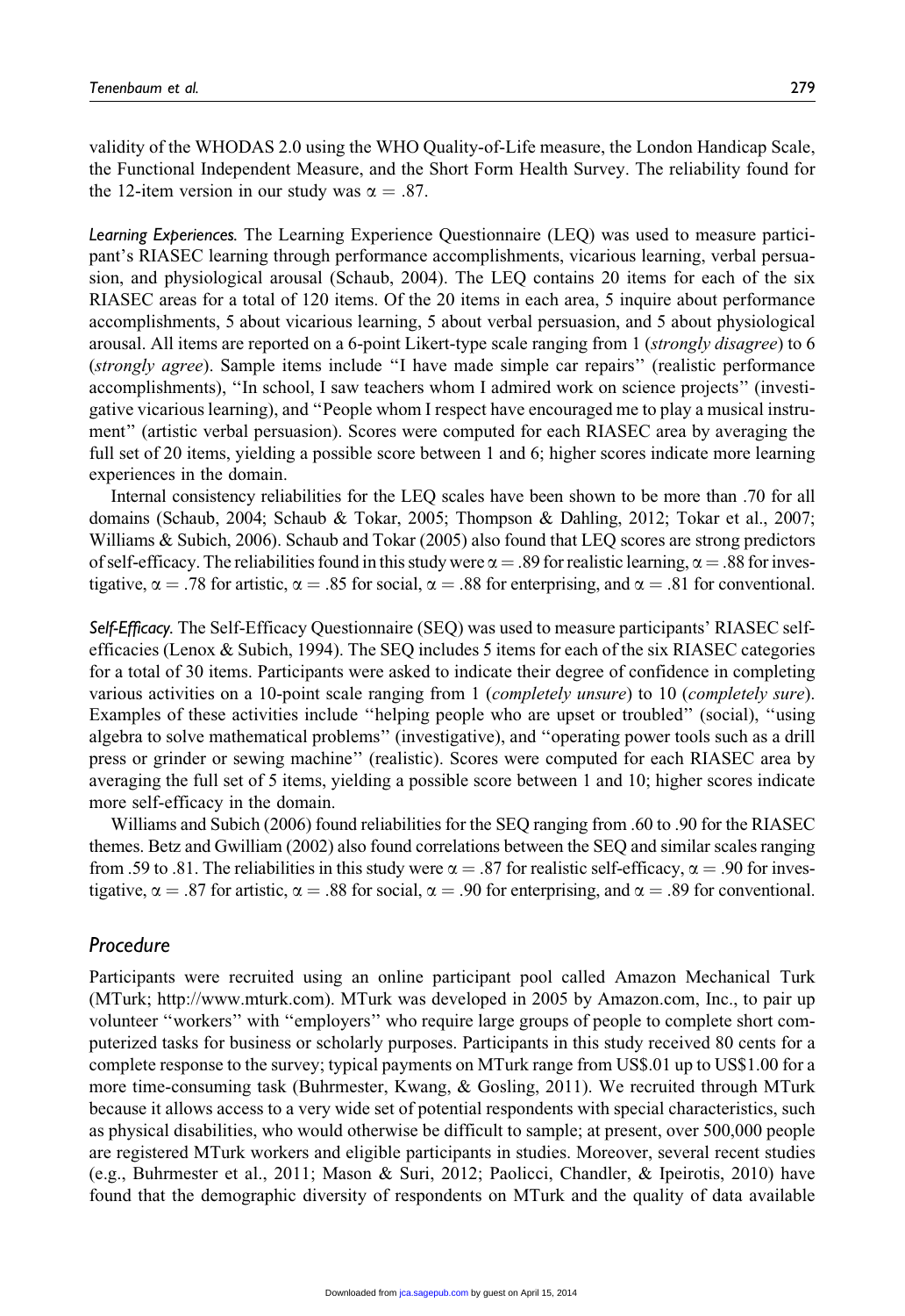validity of the WHODAS 2.0 using the WHO Quality-of-Life measure, the London Handicap Scale, the Functional Independent Measure, and the Short Form Health Survey. The reliability found for the 12-item version in our study was $\alpha = .87$.

*Learning Experiences.* The Learning Experience Questionnaire (LEQ) was used to measure participant's RIASEC learning through performance accomplishments, vicarious learning, verbal persuasion, and physiological arousal (Schaub, 2004). The LEQ contains 20 items for each of the six RIASEC areas for a total of 120 items. Of the 20 items in each area, 5 inquire about performance accomplishments, 5 about vicarious learning, 5 about verbal persuasion, and 5 about physiological arousal. All items are reported on a 6-point Likert-type scale ranging from 1 (*strongly disagree*) to 6 (*strongly agree*). Sample items include ''I have made simple car repairs'' (realistic performance accomplishments), ''In school, I saw teachers whom I admired work on science projects'' (investigative vicarious learning), and ''People whom I respect have encouraged me to play a musical instrument'' (artistic verbal persuasion). Scores were computed for each RIASEC area by averaging the full set of 20 items, yielding a possible score between 1 and 6; higher scores indicate more learning experiences in the domain.

Internal consistency reliabilities for the LEQ scales have been shown to be more than .70 for all domains (Schaub, 2004; Schaub & Tokar, 2005; Thompson & Dahling, 2012; Tokar et al., 2007; Williams & Subich, 2006). Schaub and Tokar (2005) also found that LEQ scores are strong predictors of self-efficacy. The reliabilities found in this study were $\alpha = .89$ for realistic learning, $\alpha = .88$ for investigative, $\alpha = .78$ for artistic, $\alpha = .85$ for social, $\alpha = .88$ for enterprising, and $\alpha = .81$ for conventional.

*Self-Efficacy.* The Self-Efficacy Questionnaire (SEQ) was used to measure participants' RIASEC self-efficacies (Lenox & Subich, 1994). The SEQ includes 5 items for each of the six RIASEC categories for a total of 30 items. Participants were asked to indicate their degree of confidence in completing various activities on a 10-point scale ranging from 1 (*completely unsure*) to 10 (*completely sure*). Examples of these activities include ''helping people who are upset or troubled'' (social), ''using algebra to solve mathematical problems'' (investigative), and ''operating power tools such as a drill press or grinder or sewing machine'' (realistic). Scores were computed for each RIASEC area by averaging the full set of 5 items, yielding a possible score between 1 and 10; higher scores indicate more self-efficacy in the domain.

Williams and Subich (2006) found reliabilities for the SEQ ranging from .60 to .90 for the RIASEC themes. Betz and Gwilliam (2002) also found correlations between the SEQ and similar scales ranging from .59 to .81. The reliabilities in this study were $\alpha = .87$ for realistic self-efficacy, $\alpha = .90$ for investigative, $\alpha = .87$ for artistic, $\alpha = .88$ for social, $\alpha = .90$ for enterprising, and $\alpha = .89$ for conventional.

## Procedure

Participants were recruited using an online participant pool called Amazon Mechanical Turk (MTurk; http://www.mturk.com). MTurk was developed in 2005 by Amazon.com, Inc., to pair up volunteer ''workers'' with ''employers'' who require large groups of people to complete short computerized tasks for business or scholarly purposes. Participants in this study received 80 cents for a complete response to the survey; typical payments on MTurk range from US\$.01 up to US\$1.00 for a more time-consuming task (Buhrmester, Kwang, & Gosling, 2011). We recruited through MTurk because it allows access to a very wide set of potential respondents with special characteristics, such as physical disabilities, who would otherwise be difficult to sample; at present, over 500,000 people are registered MTurk workers and eligible participants in studies. Moreover, several recent studies (e.g., Buhrmester et al., 2011; Mason & Suri, 2012; Paolicci, Chandler, & Ipeirotis, 2010) have found that the demographic diversity of respondents on MTurk and the quality of data available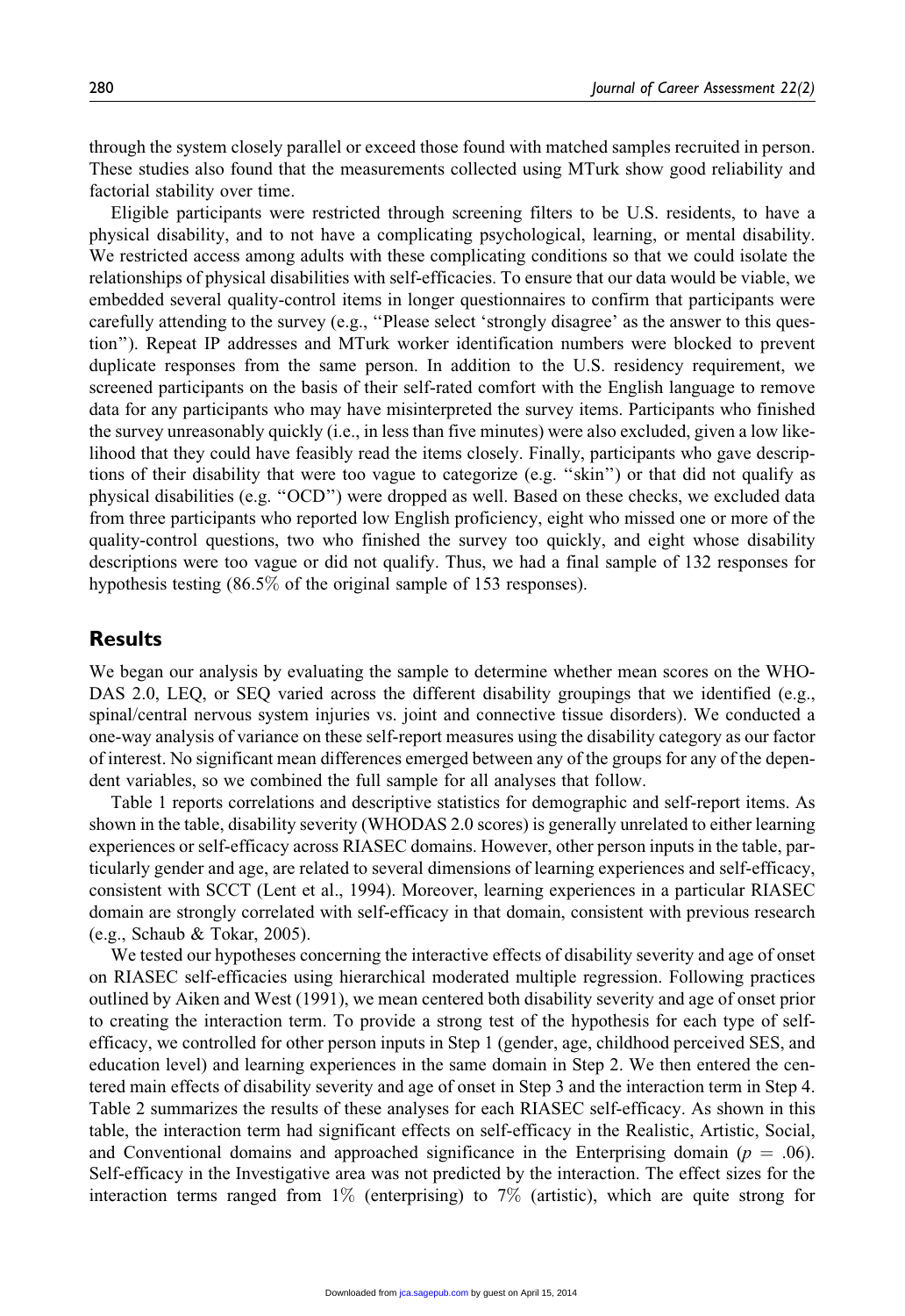through the system closely parallel or exceed those found with matched samples recruited in person. These studies also found that the measurements collected using MTurk show good reliability and factorial stability over time.

Eligible participants were restricted through screening filters to be U.S. residents, to have a physical disability, and to not have a complicating psychological, learning, or mental disability. We restricted access among adults with these complicating conditions so that we could isolate the relationships of physical disabilities with self-efficacies. To ensure that our data would be viable, we embedded several quality-control items in longer questionnaires to confirm that participants were carefully attending to the survey (e.g., ''Please select 'strongly disagree' as the answer to this question''). Repeat IP addresses and MTurk worker identification numbers were blocked to prevent duplicate responses from the same person. In addition to the U.S. residency requirement, we screened participants on the basis of their self-rated comfort with the English language to remove data for any participants who may have misinterpreted the survey items. Participants who finished the survey unreasonably quickly (i.e., in less than five minutes) were also excluded, given a low likelihood that they could have feasibly read the items closely. Finally, participants who gave descriptions of their disability that were too vague to categorize (e.g. ''skin'') or that did not qualify as physical disabilities (e.g. ''OCD'') were dropped as well. Based on these checks, we excluded data from three participants who reported low English proficiency, eight who missed one or more of the quality-control questions, two who finished the survey too quickly, and eight whose disability descriptions were too vague or did not qualify. Thus, we had a final sample of 132 responses for hypothesis testing (86.5% of the original sample of 153 responses).

## Results

We began our analysis by evaluating the sample to determine whether mean scores on the WHO-DAS 2.0, LEQ, or SEQ varied across the different disability groupings that we identified (e.g., spinal/central nervous system injuries vs. joint and connective tissue disorders). We conducted a one-way analysis of variance on these self-report measures using the disability category as our factor of interest. No significant mean differences emerged between any of the groups for any of the dependent variables, so we combined the full sample for all analyses that follow.

Table 1 reports correlations and descriptive statistics for demographic and self-report items. As shown in the table, disability severity (WHODAS 2.0 scores) is generally unrelated to either learning experiences or self-efficacy across RIASEC domains. However, other person inputs in the table, particularly gender and age, are related to several dimensions of learning experiences and self-efficacy, consistent with SCCT (Lent et al., 1994). Moreover, learning experiences in a particular RIASEC domain are strongly correlated with self-efficacy in that domain, consistent with previous research (e.g., Schaub & Tokar, 2005).

We tested our hypotheses concerning the interactive effects of disability severity and age of onset on RIASEC self-efficacies using hierarchical moderated multiple regression. Following practices outlined by Aiken and West (1991), we mean centered both disability severity and age of onset prior to creating the interaction term. To provide a strong test of the hypothesis for each type of self-efficacy, we controlled for other person inputs in Step 1 (gender, age, childhood perceived SES, and education level) and learning experiences in the same domain in Step 2. We then entered the centered main effects of disability severity and age of onset in Step 3 and the interaction term in Step 4. Table 2 summarizes the results of these analyses for each RIASEC self-efficacy. As shown in this table, the interaction term had significant effects on self-efficacy in the Realistic, Artistic, Social, and Conventional domains and approached significance in the Enterprising domain ($p = .06$). Self-efficacy in the Investigative area was not predicted by the interaction. The effect sizes for the interaction terms ranged from 1% (enterprising) to 7% (artistic), which are quite strong for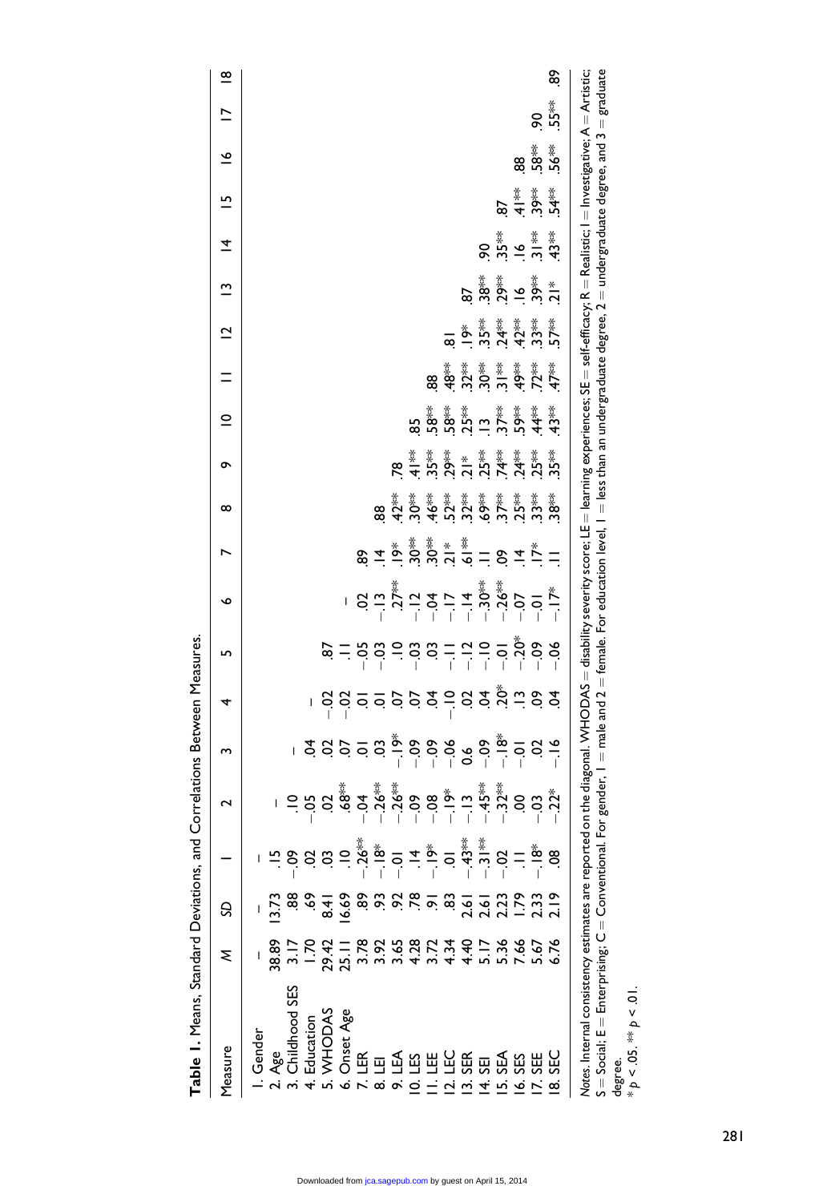**Table 1.** Means, Standard Deviations, and Correlations Between Measures.

| Measure | *M* | *SD* | 1 | 2 | 3 | 4 | 5 | 6 | 7 | 8 | 9 | 10 | 11 | 12 | 13 | 14 | 15 | 16 | 17 | 18 |
|---|---|---|---|---|---|---|---|---|---|---|---|---|---|---|---|---|---|---|---|---|
| 1. Gender | — | — | — | | | | | | | | | | | | | | | | | |
| 2. Age | 38.89 | 13.73 | .15 | — | | | | | | | | | | | | | | | | |
| 3. Childhood SES | 3.17 | .88 | −.09 | .10 | — | | | | | | | | | | | | | | | |
| 4. Education | 1.70 | .69 | .02 | −.05 | .04 | — | | | | | | | | | | | | | | |
| 5. WHODAS | 29.42 | 8.41 | .03 | .02 | .02 | −.02 | .87 | | | | | | | | | | | | | |
| 6. Onset Age | 25.11 | 16.69 | .10 | .68** | .07 | −.02 | .11 | — | | | | | | | | | | | | |
| 7. LER | 3.78 | .89 | −.26** | −.04 | .01 | .01 | −.05 | .02 | .89 | | | | | | | | | | | |
| 8. LEI | 3.92 | .93 | −.18* | −.26** | .03 | .01 | −.03 | −.13 | .14 | .88 | | | | | | | | | | |
| 9. LEA | 3.65 | .92 | −.01 | −.26** | −.19* | .07 | .10 | .27** | .19* | .42** | .78 | | | | | | | | | |
| 10. LES | 4.28 | .78 | .14 | −.09 | −.09 | .07 | −.03 | −.12 | .30** | .30** | .41** | .85 | | | | | | | | |
| 11. LEE | 3.72 | .91 | −.19* | −.08 | −.09 | .04 | .03 | −.04 | .30** | .46** | .35** | .58** | .88 | | | | | | | |
| 12. LEC | 4.34 | .83 | .01 | −.19* | −.06 | −.10 | −.11 | −.17 | .21* | .52** | .29** | .58** | .48** | .81 | | | | | | |
| 13. SER | 4.40 | 2.61 | −.43** | −.13 | 0.6 | .02 | −.12 | −.14 | .61** | .32** | .21* | .25** | .32** | .19* | .87 | | | | | |
| 14. SEI | 5.17 | 2.61 | −.31** | −.45** | −.09 | .04 | −.10 | −.30** | .11 | .69** | .25** | .13 | .30** | .35** | .38** | .90 | | | | |
| 15. SEA | 5.36 | 2.23 | −.02 | −.32** | −.18* | .20* | −.01 | −.26** | .09 | .37** | .74** | .37** | .31** | .24** | .29** | .35** | .87 | | | |
| 16. SES | 7.66 | 1.79 | .11 | .00 | −.01 | .13 | −.20* | −.07 | .14 | .25** | .24** | .59** | .49** | .42** | .16 | .16 | .41** | .88 | | |
| 17. SEE | 5.67 | 2.33 | −.18* | −.03 | .02 | .09 | −.09 | −.01 | .17* | .33** | .25** | .44** | .72** | .33** | .39** | .31** | .39** | .58** | .90 | |
| 18. SEC | 6.76 | 2.19 | .08 | −.22* | −.16 | .04 | −.06 | −.17* | .11 | .38** | .35** | .43** | .47** | .57** | .21* | .43** | .54** | .56** | .55** | .89 |

*Notes*. Internal consistency estimates are reported on the diagonal. WHODAS = disability severity score; LE = learning experiences; SE = self-efficacy; R = Realistic; I = Investigative; A = Artistic; S = Social; E = Enterprising; C = Conventional. For gender, 1 = male and 2 = female. For education level, 1 = less than an undergraduate degree, 2 = undergraduate degree, and 3 = graduate degree.

\* $p < .05$. \*\* $p < .01$.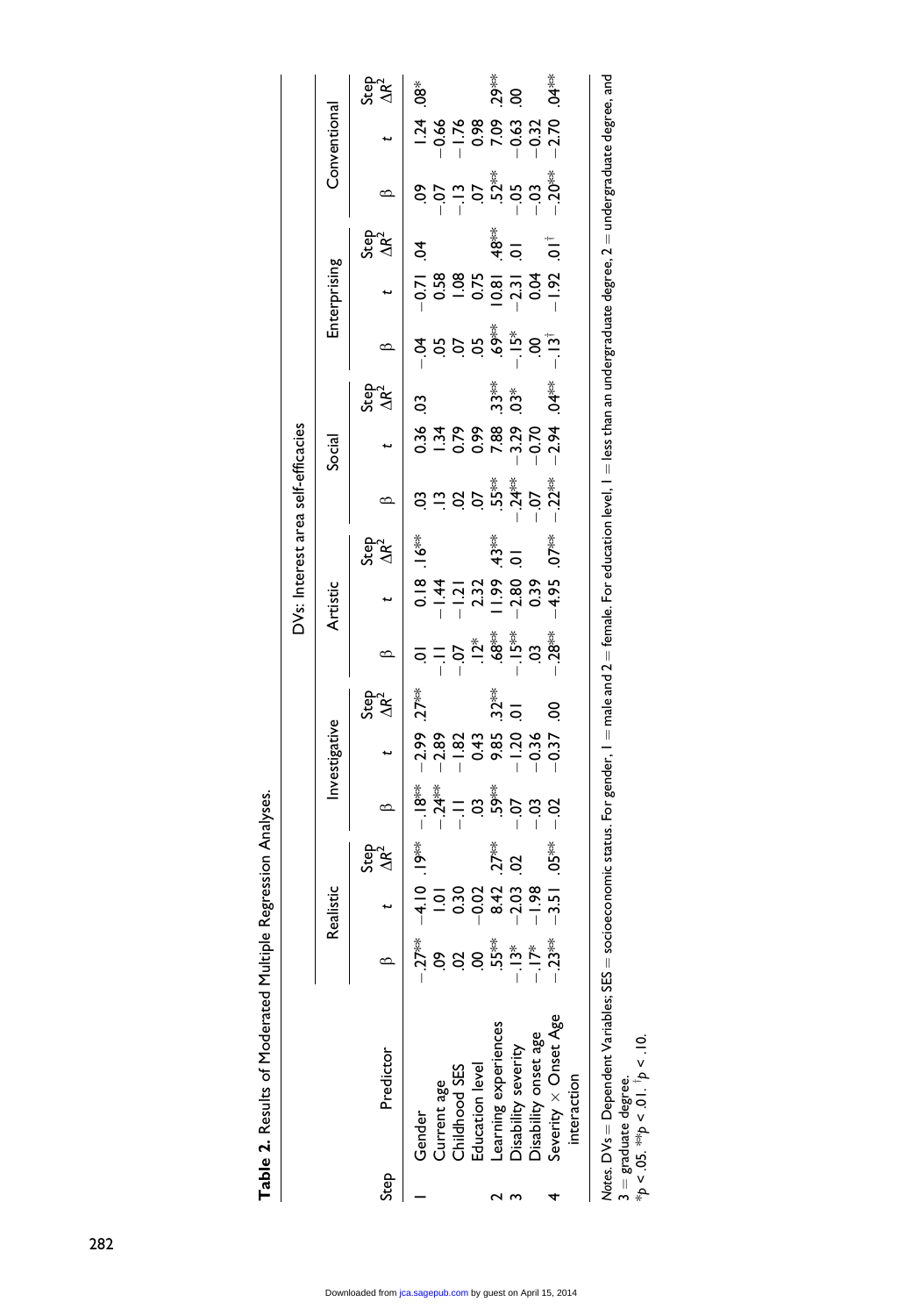**Table 2.** Results of Moderated Multiple Regression Analyses.

| | | DVs: Interest area self-efficacies | | | | | | | | | | | | | | | | | |
|---|---|---|---|---|---|---|---|---|---|---|---|---|---|---|---|---|---|---|---|
| | | Realistic | | | Investigative | | | Artistic | | | Social | | | Enterprising | | | Conventional | | |
| Step | Predictor | β | *t* | Step $\Delta R^2$ | β | *t* | Step $\Delta R^2$ | β | *t* | Step $\Delta R^2$ | β | *t* | Step $\Delta R^2$ | β | *t* | Step $\Delta R^2$ | β | *t* | Step $\Delta R^2$ |
| 1 | Gender | −.27** | −4.10 | .19** | −.18** | −2.99 | .27** | .01 | 0.18 | .16** | .03 | 0.36 | .03 | −.04 | −0.71 | .04 | .09 | 1.24 | .08* |
| | Current age | .09 | 1.01 | | −.24** | −2.89 | | −.11 | −1.44 | | .13 | 1.34 | | .05 | 0.58 | | −.07 | −0.66 | |
| | Childhood SES | .02 | 0.30 | | −.11 | −1.82 | | −.07 | −1.21 | | .02 | 0.79 | | .07 | 1.08 | | −.13 | −1.76 | |
| | Education level | .00 | −0.02 | | .03 | 0.43 | | .12* | 2.32 | | .07 | 0.99 | | .05 | 0.75 | | .07 | 0.98 | |
| 2 | Learning experiences | .55** | 8.42 | .27** | .59** | 9.85 | .32** | .68** | 11.99 | .43** | .55** | 7.88 | .33** | .69** | 10.81 | .48** | .52** | 7.09 | .29** |
| 3 | Disability severity | −.13* | −2.03 | .02 | −.07 | −1.20 | .01 | −.15** | −2.80 | .01 | −.24** | −3.29 | .03* | −.15* | −2.31 | .01 | −.05 | −0.63 | .00 |
| | Disability onset age | −.17* | −1.98 | | −.03 | −0.36 | | .03 | 0.39 | | −.07 | −0.70 | | .00 | 0.04 | | −.03 | −0.32 | |
| 4 | Severity × Onset Age interaction | −.23** | −3.51 | .05** | −.02 | −0.37 | .00 | −.28** | −4.95 | .07** | −.22** | −2.94 | .04** | −.13† | −1.92 | .01† | −.20** | −2.70 | .04** |

*Notes.* DVs = Dependent Variables; SES = socioeconomic status. For gender, 1 = male and 2 = female. For education level, 1 = less than an undergraduate degree, 2 = undergraduate degree, and 3 = graduate degree.
$^{*}p < .05$. $^{**}p < .01$. $^{\dagger}p < .10$.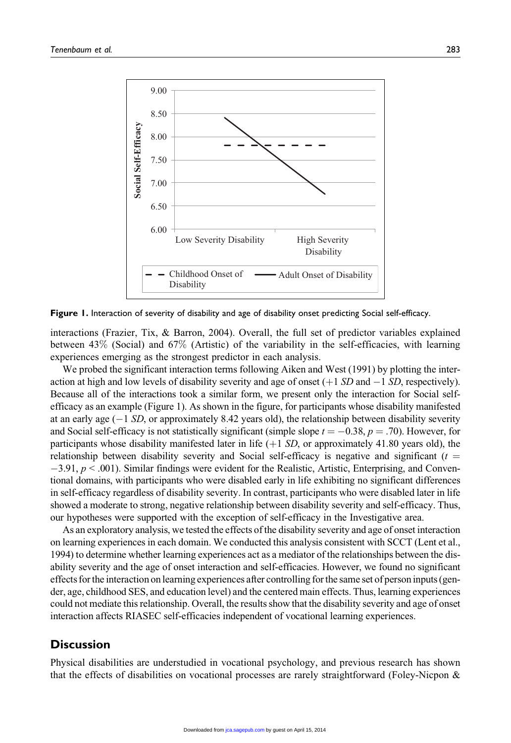Figure 1. Interaction of severity of disability and age of disability onset predicting Social self-efficacy.

interactions (Frazier, Tix, & Barron, 2004). Overall, the full set of predictor variables explained between 43% (Social) and 67% (Artistic) of the variability in the self-efficacies, with learning experiences emerging as the strongest predictor in each analysis.

We probed the significant interaction terms following Aiken and West (1991) by plotting the interaction at high and low levels of disability severity and age of onset (+1 *SD* and −1 *SD*, respectively). Because all of the interactions took a similar form, we present only the interaction for Social self-efficacy as an example (Figure 1). As shown in the figure, for participants whose disability manifested at an early age (−1 *SD*, or approximately 8.42 years old), the relationship between disability severity and Social self-efficacy is not statistically significant (simple slope $t = -0.38$, $p = .70$). However, for participants whose disability manifested later in life (+1 *SD*, or approximately 41.80 years old), the relationship between disability severity and Social self-efficacy is negative and significant ($t = -3.91$, $p < .001$). Similar findings were evident for the Realistic, Artistic, Enterprising, and Conventional domains, with participants who were disabled early in life exhibiting no significant differences in self-efficacy regardless of disability severity. In contrast, participants who were disabled later in life showed a moderate to strong, negative relationship between disability severity and self-efficacy. Thus, our hypotheses were supported with the exception of self-efficacy in the Investigative area.

As an exploratory analysis, we tested the effects of the disability severity and age of onset interaction on learning experiences in each domain. We conducted this analysis consistent with SCCT (Lent et al., 1994) to determine whether learning experiences act as a mediator of the relationships between the disability severity and the age of onset interaction and self-efficacies. However, we found no significant effects for the interaction on learning experiences after controlling for the same set of person inputs (gender, age, childhood SES, and education level) and the centered main effects. Thus, learning experiences could not mediate this relationship. Overall, the results show that the disability severity and age of onset interaction affects RIASEC self-efficacies independent of vocational learning experiences.

## Discussion

Physical disabilities are understudied in vocational psychology, and previous research has shown that the effects of disabilities on vocational processes are rarely straightforward (Foley-Nicpon &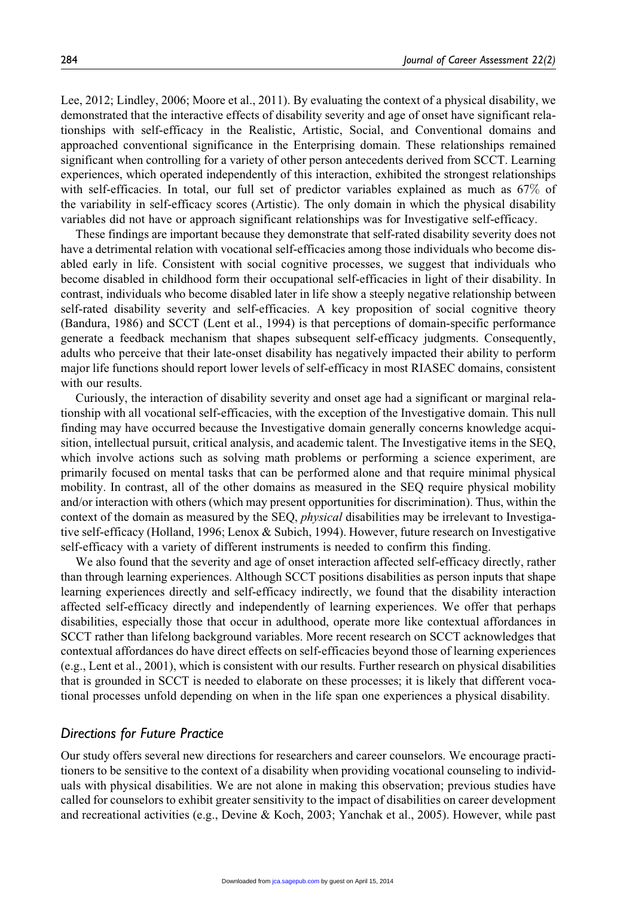Lee, 2012; Lindley, 2006; Moore et al., 2011). By evaluating the context of a physical disability, we demonstrated that the interactive effects of disability severity and age of onset have significant relationships with self-efficacy in the Realistic, Artistic, Social, and Conventional domains and approached conventional significance in the Enterprising domain. These relationships remained significant when controlling for a variety of other person antecedents derived from SCCT. Learning experiences, which operated independently of this interaction, exhibited the strongest relationships with self-efficacies. In total, our full set of predictor variables explained as much as 67% of the variability in self-efficacy scores (Artistic). The only domain in which the physical disability variables did not have or approach significant relationships was for Investigative self-efficacy.

These findings are important because they demonstrate that self-rated disability severity does not have a detrimental relation with vocational self-efficacies among those individuals who become disabled early in life. Consistent with social cognitive processes, we suggest that individuals who become disabled in childhood form their occupational self-efficacies in light of their disability. In contrast, individuals who become disabled later in life show a steeply negative relationship between self-rated disability severity and self-efficacies. A key proposition of social cognitive theory (Bandura, 1986) and SCCT (Lent et al., 1994) is that perceptions of domain-specific performance generate a feedback mechanism that shapes subsequent self-efficacy judgments. Consequently, adults who perceive that their late-onset disability has negatively impacted their ability to perform major life functions should report lower levels of self-efficacy in most RIASEC domains, consistent with our results.

Curiously, the interaction of disability severity and onset age had a significant or marginal relationship with all vocational self-efficacies, with the exception of the Investigative domain. This null finding may have occurred because the Investigative domain generally concerns knowledge acquisition, intellectual pursuit, critical analysis, and academic talent. The Investigative items in the SEQ, which involve actions such as solving math problems or performing a science experiment, are primarily focused on mental tasks that can be performed alone and that require minimal physical mobility. In contrast, all of the other domains as measured in the SEQ require physical mobility and/or interaction with others (which may present opportunities for discrimination). Thus, within the context of the domain as measured by the SEQ, *physical* disabilities may be irrelevant to Investigative self-efficacy (Holland, 1996; Lenox & Subich, 1994). However, future research on Investigative self-efficacy with a variety of different instruments is needed to confirm this finding.

We also found that the severity and age of onset interaction affected self-efficacy directly, rather than through learning experiences. Although SCCT positions disabilities as person inputs that shape learning experiences directly and self-efficacy indirectly, we found that the disability interaction affected self-efficacy directly and independently of learning experiences. We offer that perhaps disabilities, especially those that occur in adulthood, operate more like contextual affordances in SCCT rather than lifelong background variables. More recent research on SCCT acknowledges that contextual affordances do have direct effects on self-efficacies beyond those of learning experiences (e.g., Lent et al., 2001), which is consistent with our results. Further research on physical disabilities that is grounded in SCCT is needed to elaborate on these processes; it is likely that different vocational processes unfold depending on when in the life span one experiences a physical disability.

## *Directions for Future Practice*

Our study offers several new directions for researchers and career counselors. We encourage practitioners to be sensitive to the context of a disability when providing vocational counseling to individuals with physical disabilities. We are not alone in making this observation; previous studies have called for counselors to exhibit greater sensitivity to the impact of disabilities on career development and recreational activities (e.g., Devine & Koch, 2003; Yanchak et al., 2005). However, while past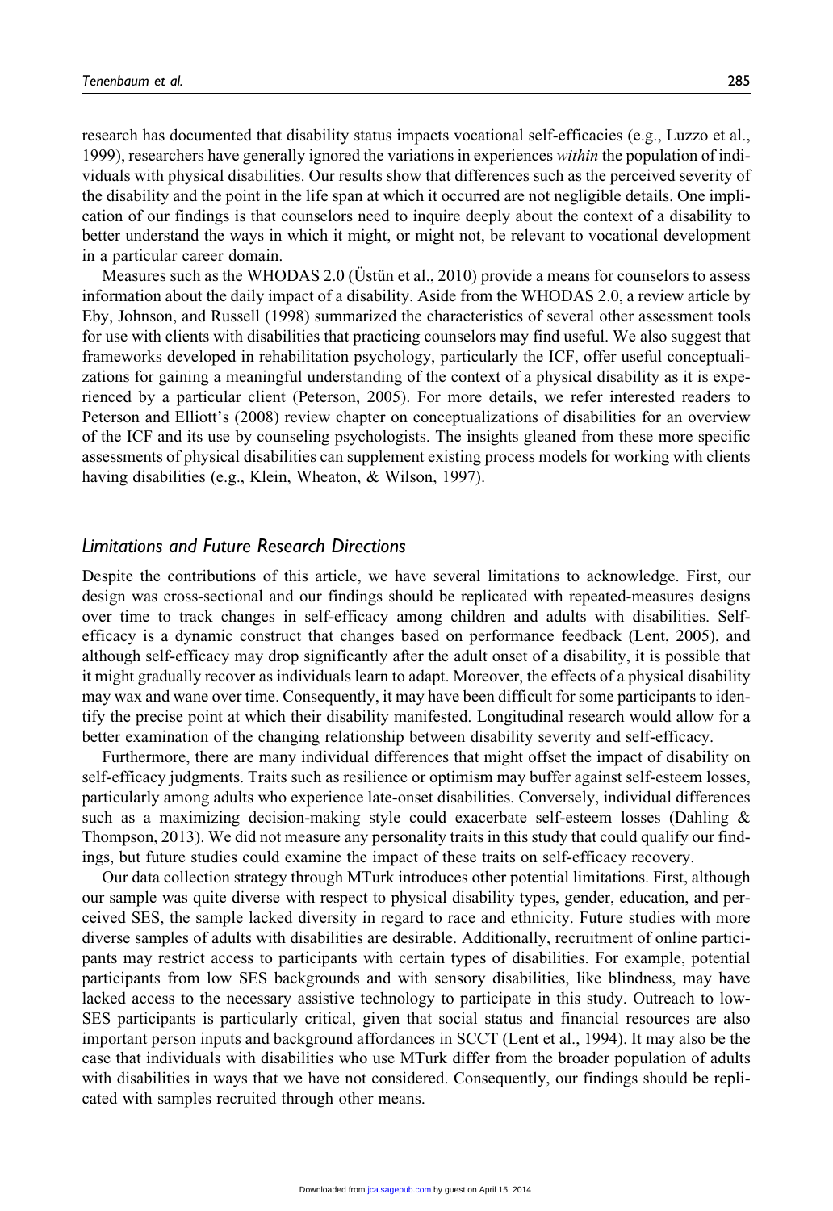research has documented that disability status impacts vocational self-efficacies (e.g., Luzzo et al., 1999), researchers have generally ignored the variations in experiences *within* the population of individuals with physical disabilities. Our results show that differences such as the perceived severity of the disability and the point in the life span at which it occurred are not negligible details. One implication of our findings is that counselors need to inquire deeply about the context of a disability to better understand the ways in which it might, or might not, be relevant to vocational development in a particular career domain.

Measures such as the WHODAS 2.0 (Üstün et al., 2010) provide a means for counselors to assess information about the daily impact of a disability. Aside from the WHODAS 2.0, a review article by Eby, Johnson, and Russell (1998) summarized the characteristics of several other assessment tools for use with clients with disabilities that practicing counselors may find useful. We also suggest that frameworks developed in rehabilitation psychology, particularly the ICF, offer useful conceptualizations for gaining a meaningful understanding of the context of a physical disability as it is experienced by a particular client (Peterson, 2005). For more details, we refer interested readers to Peterson and Elliott's (2008) review chapter on conceptualizations of disabilities for an overview of the ICF and its use by counseling psychologists. The insights gleaned from these more specific assessments of physical disabilities can supplement existing process models for working with clients having disabilities (e.g., Klein, Wheaton, & Wilson, 1997).

## *Limitations and Future Research Directions*

Despite the contributions of this article, we have several limitations to acknowledge. First, our design was cross-sectional and our findings should be replicated with repeated-measures designs over time to track changes in self-efficacy among children and adults with disabilities. Self-efficacy is a dynamic construct that changes based on performance feedback (Lent, 2005), and although self-efficacy may drop significantly after the adult onset of a disability, it is possible that it might gradually recover as individuals learn to adapt. Moreover, the effects of a physical disability may wax and wane over time. Consequently, it may have been difficult for some participants to identify the precise point at which their disability manifested. Longitudinal research would allow for a better examination of the changing relationship between disability severity and self-efficacy.

Furthermore, there are many individual differences that might offset the impact of disability on self-efficacy judgments. Traits such as resilience or optimism may buffer against self-esteem losses, particularly among adults who experience late-onset disabilities. Conversely, individual differences such as a maximizing decision-making style could exacerbate self-esteem losses (Dahling & Thompson, 2013). We did not measure any personality traits in this study that could qualify our findings, but future studies could examine the impact of these traits on self-efficacy recovery.

Our data collection strategy through MTurk introduces other potential limitations. First, although our sample was quite diverse with respect to physical disability types, gender, education, and perceived SES, the sample lacked diversity in regard to race and ethnicity. Future studies with more diverse samples of adults with disabilities are desirable. Additionally, recruitment of online participants may restrict access to participants with certain types of disabilities. For example, potential participants from low SES backgrounds and with sensory disabilities, like blindness, may have lacked access to the necessary assistive technology to participate in this study. Outreach to low-SES participants is particularly critical, given that social status and financial resources are also important person inputs and background affordances in SCCT (Lent et al., 1994). It may also be the case that individuals with disabilities who use MTurk differ from the broader population of adults with disabilities in ways that we have not considered. Consequently, our findings should be replicated with samples recruited through other means.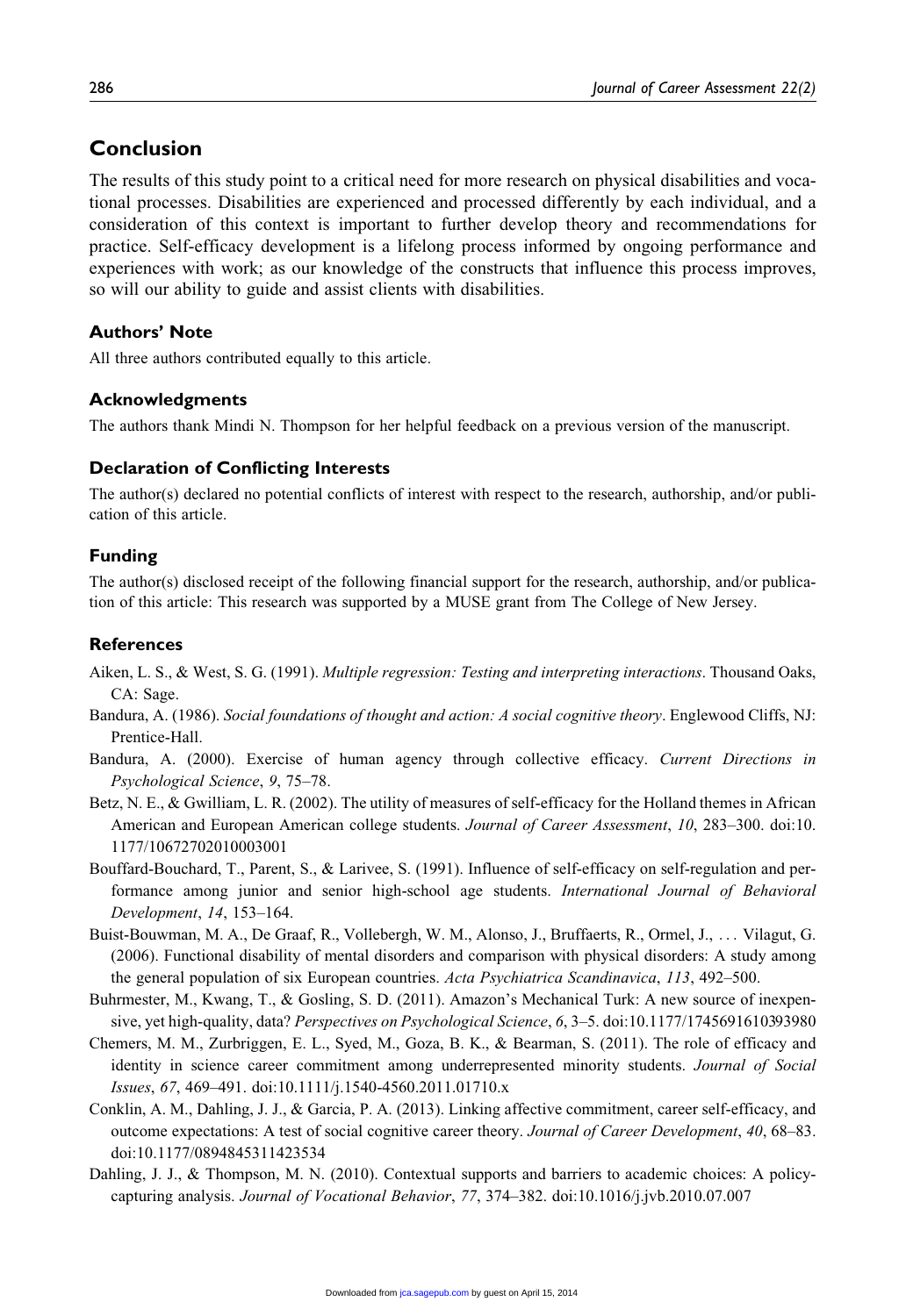## Conclusion

The results of this study point to a critical need for more research on physical disabilities and vocational processes. Disabilities are experienced and processed differently by each individual, and a consideration of this context is important to further develop theory and recommendations for practice. Self-efficacy development is a lifelong process informed by ongoing performance and experiences with work; as our knowledge of the constructs that influence this process improves, so will our ability to guide and assist clients with disabilities.

### Authors' Note

All three authors contributed equally to this article.

### Acknowledgments

The authors thank Mindi N. Thompson for her helpful feedback on a previous version of the manuscript.

### Declaration of Conflicting Interests

The author(s) declared no potential conflicts of interest with respect to the research, authorship, and/or publication of this article.

### Funding

The author(s) disclosed receipt of the following financial support for the research, authorship, and/or publication of this article: This research was supported by a MUSE grant from The College of New Jersey.

### References

Aiken, L. S., & West, S. G. (1991). *Multiple regression: Testing and interpreting interactions*. Thousand Oaks, CA: Sage.

Bandura, A. (1986). *Social foundations of thought and action: A social cognitive theory*. Englewood Cliffs, NJ: Prentice-Hall.

Bandura, A. (2000). Exercise of human agency through collective efficacy. *Current Directions in Psychological Science*, *9*, 75–78.

Betz, N. E., & Gwilliam, L. R. (2002). The utility of measures of self-efficacy for the Holland themes in African American and European American college students. *Journal of Career Assessment*, *10*, 283–300. doi:10.1177/10672702010003001

Bouffard-Bouchard, T., Parent, S., & Larivee, S. (1991). Influence of self-efficacy on self-regulation and performance among junior and senior high-school age students. *International Journal of Behavioral Development*, *14*, 153–164.

Buist-Bouwman, M. A., De Graaf, R., Vollebergh, W. M., Alonso, J., Bruffaerts, R., Ormel, J., ... Vilagut, G. (2006). Functional disability of mental disorders and comparison with physical disorders: A study among the general population of six European countries. *Acta Psychiatrica Scandinavica*, *113*, 492–500.

Buhrmester, M., Kwang, T., & Gosling, S. D. (2011). Amazon's Mechanical Turk: A new source of inexpensive, yet high-quality, data? *Perspectives on Psychological Science*, *6*, 3–5. doi:10.1177/1745691610393980

Chemers, M. M., Zurbriggen, E. L., Syed, M., Goza, B. K., & Bearman, S. (2011). The role of efficacy and identity in science career commitment among underrepresented minority students. *Journal of Social Issues*, *67*, 469–491. doi:10.1111/j.1540-4560.2011.01710.x

Conklin, A. M., Dahling, J. J., & Garcia, P. A. (2013). Linking affective commitment, career self-efficacy, and outcome expectations: A test of social cognitive career theory. *Journal of Career Development*, *40*, 68–83. doi:10.1177/0894845311423534

Dahling, J. J., & Thompson, M. N. (2010). Contextual supports and barriers to academic choices: A policy-capturing analysis. *Journal of Vocational Behavior*, *77*, 374–382. doi:10.1016/j.jvb.2010.07.007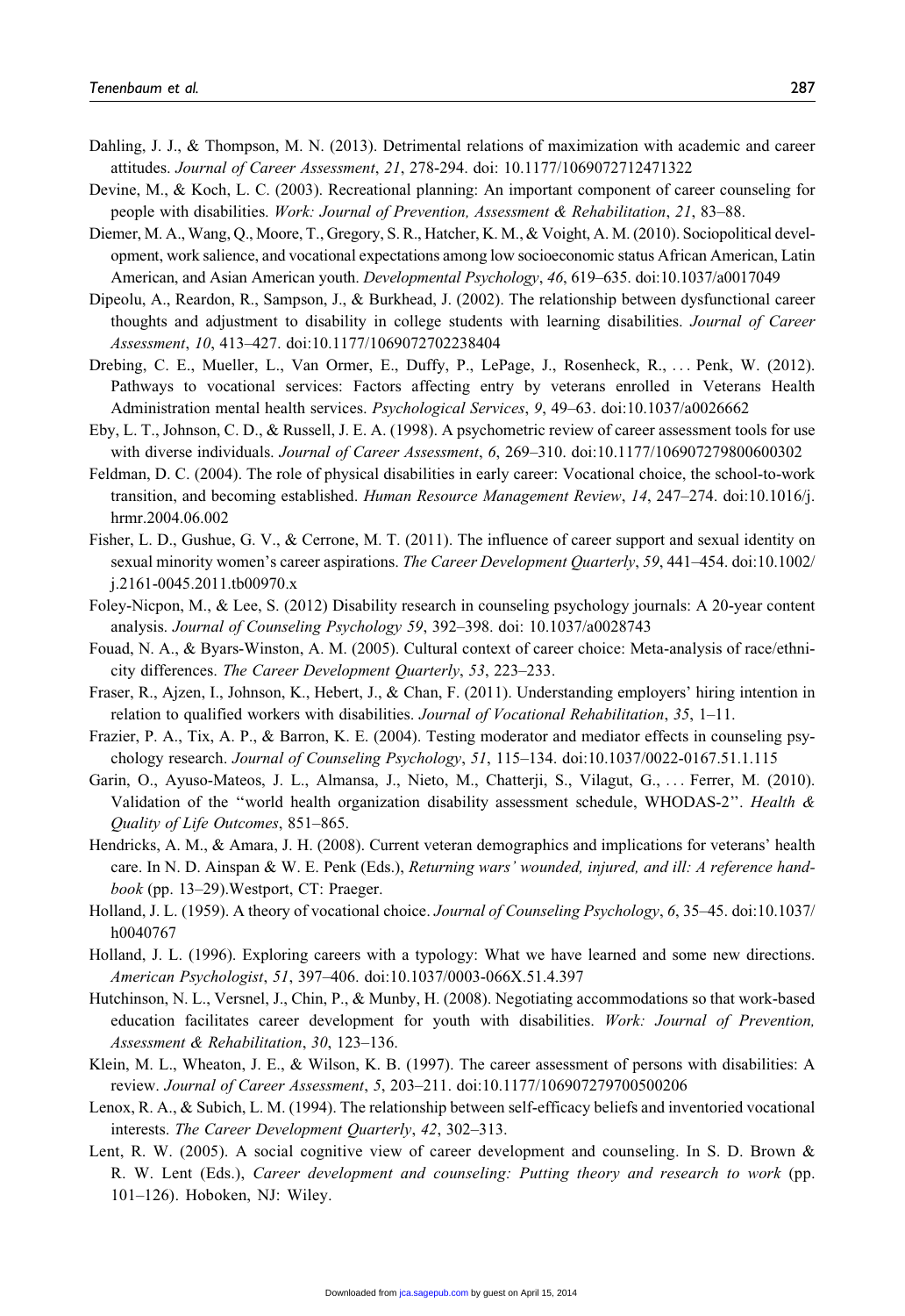Dahling, J. J., & Thompson, M. N. (2013). Detrimental relations of maximization with academic and career attitudes. *Journal of Career Assessment*, *21*, 278-294. doi: 10.1177/1069072712471322

Devine, M., & Koch, L. C. (2003). Recreational planning: An important component of career counseling for people with disabilities. *Work: Journal of Prevention, Assessment & Rehabilitation*, *21*, 83–88.

Diemer, M. A., Wang, Q., Moore, T., Gregory, S. R., Hatcher, K. M., & Voight, A. M. (2010). Sociopolitical development, work salience, and vocational expectations among low socioeconomic status African American, Latin American, and Asian American youth. *Developmental Psychology*, *46*, 619–635. doi:10.1037/a0017049

Dipeolu, A., Reardon, R., Sampson, J., & Burkhead, J. (2002). The relationship between dysfunctional career thoughts and adjustment to disability in college students with learning disabilities. *Journal of Career Assessment*, *10*, 413–427. doi:10.1177/1069072702238404

Drebing, C. E., Mueller, L., Van Ormer, E., Duffy, P., LePage, J., Rosenheck, R., ... Penk, W. (2012). Pathways to vocational services: Factors affecting entry by veterans enrolled in Veterans Health Administration mental health services. *Psychological Services*, *9*, 49–63. doi:10.1037/a0026662

Eby, L. T., Johnson, C. D., & Russell, J. E. A. (1998). A psychometric review of career assessment tools for use with diverse individuals. *Journal of Career Assessment*, *6*, 269–310. doi:10.1177/106907279800600302

Feldman, D. C. (2004). The role of physical disabilities in early career: Vocational choice, the school-to-work transition, and becoming established. *Human Resource Management Review*, *14*, 247–274. doi:10.1016/j.hrmr.2004.06.002

Fisher, L. D., Gushue, G. V., & Cerrone, M. T. (2011). The influence of career support and sexual identity on sexual minority women's career aspirations. *The Career Development Quarterly*, *59*, 441–454. doi:10.1002/j.2161-0045.2011.tb00970.x

Foley-Nicpon, M., & Lee, S. (2012) Disability research in counseling psychology journals: A 20-year content analysis. *Journal of Counseling Psychology 59*, 392–398. doi: 10.1037/a0028743

Fouad, N. A., & Byars-Winston, A. M. (2005). Cultural context of career choice: Meta-analysis of race/ethnicity differences. *The Career Development Quarterly*, *53*, 223–233.

Fraser, R., Ajzen, I., Johnson, K., Hebert, J., & Chan, F. (2011). Understanding employers' hiring intention in relation to qualified workers with disabilities. *Journal of Vocational Rehabilitation*, *35*, 1–11.

Frazier, P. A., Tix, A. P., & Barron, K. E. (2004). Testing moderator and mediator effects in counseling psychology research. *Journal of Counseling Psychology*, *51*, 115–134. doi:10.1037/0022-0167.51.1.115

Garin, O., Ayuso-Mateos, J. L., Almansa, J., Nieto, M., Chatterji, S., Vilagut, G., ... Ferrer, M. (2010). Validation of the "world health organization disability assessment schedule, WHODAS-2". *Health & Quality of Life Outcomes*, 851–865.

Hendricks, A. M., & Amara, J. H. (2008). Current veteran demographics and implications for veterans' health care. In N. D. Ainspan & W. E. Penk (Eds.), *Returning wars' wounded, injured, and ill: A reference handbook* (pp. 13–29).Westport, CT: Praeger.

Holland, J. L. (1959). A theory of vocational choice. *Journal of Counseling Psychology*, *6*, 35–45. doi:10.1037/h0040767

Holland, J. L. (1996). Exploring careers with a typology: What we have learned and some new directions. *American Psychologist*, *51*, 397–406. doi:10.1037/0003-066X.51.4.397

Hutchinson, N. L., Versnel, J., Chin, P., & Munby, H. (2008). Negotiating accommodations so that work-based education facilitates career development for youth with disabilities. *Work: Journal of Prevention, Assessment & Rehabilitation*, *30*, 123–136.

Klein, M. L., Wheaton, J. E., & Wilson, K. B. (1997). The career assessment of persons with disabilities: A review. *Journal of Career Assessment*, *5*, 203–211. doi:10.1177/106907279700500206

Lenox, R. A., & Subich, L. M. (1994). The relationship between self-efficacy beliefs and inventoried vocational interests. *The Career Development Quarterly*, *42*, 302–313.

Lent, R. W. (2005). A social cognitive view of career development and counseling. In S. D. Brown & R. W. Lent (Eds.), *Career development and counseling: Putting theory and research to work* (pp. 101–126). Hoboken, NJ: Wiley.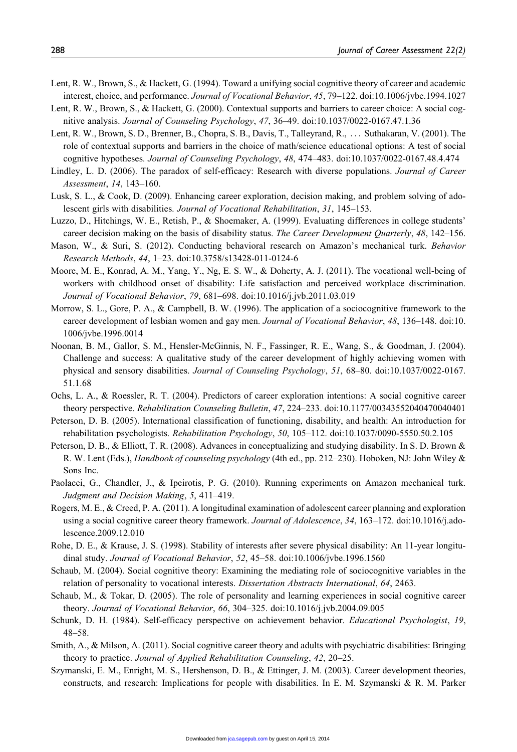Lent, R. W., Brown, S., & Hackett, G. (1994). Toward a unifying social cognitive theory of career and academic interest, choice, and performance. *Journal of Vocational Behavior*, *45*, 79–122. doi:10.1006/jvbe.1994.1027

Lent, R. W., Brown, S., & Hackett, G. (2000). Contextual supports and barriers to career choice: A social cognitive analysis. *Journal of Counseling Psychology*, *47*, 36–49. doi:10.1037/0022-0167.47.1.36

Lent, R. W., Brown, S. D., Brenner, B., Chopra, S. B., Davis, T., Talleyrand, R., ... Suthakaran, V. (2001). The role of contextual supports and barriers in the choice of math/science educational options: A test of social cognitive hypotheses. *Journal of Counseling Psychology*, *48*, 474–483. doi:10.1037/0022-0167.48.4.474

Lindley, L. D. (2006). The paradox of self-efficacy: Research with diverse populations. *Journal of Career Assessment*, *14*, 143–160.

Lusk, S. L., & Cook, D. (2009). Enhancing career exploration, decision making, and problem solving of adolescent girls with disabilities. *Journal of Vocational Rehabilitation*, *31*, 145–153.

Luzzo, D., Hitchings, W. E., Retish, P., & Shoemaker, A. (1999). Evaluating differences in college students' career decision making on the basis of disability status. *The Career Development Quarterly*, *48*, 142–156.

Mason, W., & Suri, S. (2012). Conducting behavioral research on Amazon's mechanical turk. *Behavior Research Methods*, *44*, 1–23. doi:10.3758/s13428-011-0124-6

Moore, M. E., Konrad, A. M., Yang, Y., Ng, E. S. W., & Doherty, A. J. (2011). The vocational well-being of workers with childhood onset of disability: Life satisfaction and perceived workplace discrimination. *Journal of Vocational Behavior*, *79*, 681–698. doi:10.1016/j.jvb.2011.03.019

Morrow, S. L., Gore, P. A., & Campbell, B. W. (1996). The application of a sociocognitive framework to the career development of lesbian women and gay men. *Journal of Vocational Behavior*, *48*, 136–148. doi:10.1006/jvbe.1996.0014

Noonan, B. M., Gallor, S. M., Hensler-McGinnis, N. F., Fassinger, R. E., Wang, S., & Goodman, J. (2004). Challenge and success: A qualitative study of the career development of highly achieving women with physical and sensory disabilities. *Journal of Counseling Psychology*, *51*, 68–80. doi:10.1037/0022-0167.51.1.68

Ochs, L. A., & Roessler, R. T. (2004). Predictors of career exploration intentions: A social cognitive career theory perspective. *Rehabilitation Counseling Bulletin*, *47*, 224–233. doi:10.1177/00343552040470040401

Peterson, D. B. (2005). International classification of functioning, disability, and health: An introduction for rehabilitation psychologists. *Rehabilitation Psychology*, *50*, 105–112. doi:10.1037/0090-5550.50.2.105

Peterson, D. B., & Elliott, T. R. (2008). Advances in conceptualizing and studying disability. In S. D. Brown & R. W. Lent (Eds.), *Handbook of counseling psychology* (4th ed., pp. 212–230). Hoboken, NJ: John Wiley & Sons Inc.

Paolacci, G., Chandler, J., & Ipeirotis, P. G. (2010). Running experiments on Amazon mechanical turk. *Judgment and Decision Making*, *5*, 411–419.

Rogers, M. E., & Creed, P. A. (2011). A longitudinal examination of adolescent career planning and exploration using a social cognitive career theory framework. *Journal of Adolescence*, *34*, 163–172. doi:10.1016/j.adolescence.2009.12.010

Rohe, D. E., & Krause, J. S. (1998). Stability of interests after severe physical disability: An 11-year longitudinal study. *Journal of Vocational Behavior*, *52*, 45–58. doi:10.1006/jvbe.1996.1560

Schaub, M. (2004). Social cognitive theory: Examining the mediating role of sociocognitive variables in the relation of personality to vocational interests. *Dissertation Abstracts International*, *64*, 2463.

Schaub, M., & Tokar, D. (2005). The role of personality and learning experiences in social cognitive career theory. *Journal of Vocational Behavior*, *66*, 304–325. doi:10.1016/j.jvb.2004.09.005

Schunk, D. H. (1984). Self-efficacy perspective on achievement behavior. *Educational Psychologist*, *19*, 48–58.

Smith, A., & Milson, A. (2011). Social cognitive career theory and adults with psychiatric disabilities: Bringing theory to practice. *Journal of Applied Rehabilitation Counseling*, *42*, 20–25.

Szymanski, E. M., Enright, M. S., Hershenson, D. B., & Ettinger, J. M. (2003). Career development theories, constructs, and research: Implications for people with disabilities. In E. M. Szymanski & R. M. Parker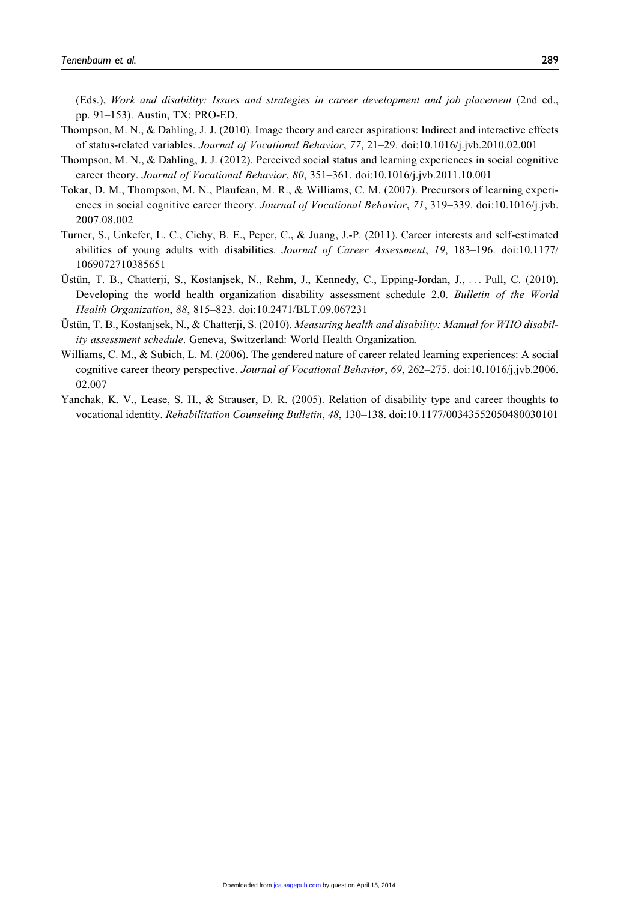(Eds.), *Work and disability: Issues and strategies in career development and job placement* (2nd ed., pp. 91–153). Austin, TX: PRO-ED.

Thompson, M. N., & Dahling, J. J. (2010). Image theory and career aspirations: Indirect and interactive effects of status-related variables. *Journal of Vocational Behavior*, *77*, 21–29. doi:10.1016/j.jvb.2010.02.001

Thompson, M. N., & Dahling, J. J. (2012). Perceived social status and learning experiences in social cognitive career theory. *Journal of Vocational Behavior*, *80*, 351–361. doi:10.1016/j.jvb.2011.10.001

Tokar, D. M., Thompson, M. N., Plaufcan, M. R., & Williams, C. M. (2007). Precursors of learning experiences in social cognitive career theory. *Journal of Vocational Behavior*, *71*, 319–339. doi:10.1016/j.jvb.2007.08.002

Turner, S., Unkefer, L. C., Cichy, B. E., Peper, C., & Juang, J.-P. (2011). Career interests and self-estimated abilities of young adults with disabilities. *Journal of Career Assessment*, *19*, 183–196. doi:10.1177/1069072710385651

Üstün, T. B., Chatterji, S., Kostanjsek, N., Rehm, J., Kennedy, C., Epping-Jordan, J., ... Pull, C. (2010). Developing the world health organization disability assessment schedule 2.0. *Bulletin of the World Health Organization*, *88*, 815–823. doi:10.2471/BLT.09.067231

Üstün, T. B., Kostanjsek, N., & Chatterji, S. (2010). *Measuring health and disability: Manual for WHO disability assessment schedule*. Geneva, Switzerland: World Health Organization.

Williams, C. M., & Subich, L. M. (2006). The gendered nature of career related learning experiences: A social cognitive career theory perspective. *Journal of Vocational Behavior*, *69*, 262–275. doi:10.1016/j.jvb.2006.02.007

Yanchak, K. V., Lease, S. H., & Strauser, D. R. (2005). Relation of disability type and career thoughts to vocational identity. *Rehabilitation Counseling Bulletin*, *48*, 130–138. doi:10.1177/00343552050480030101